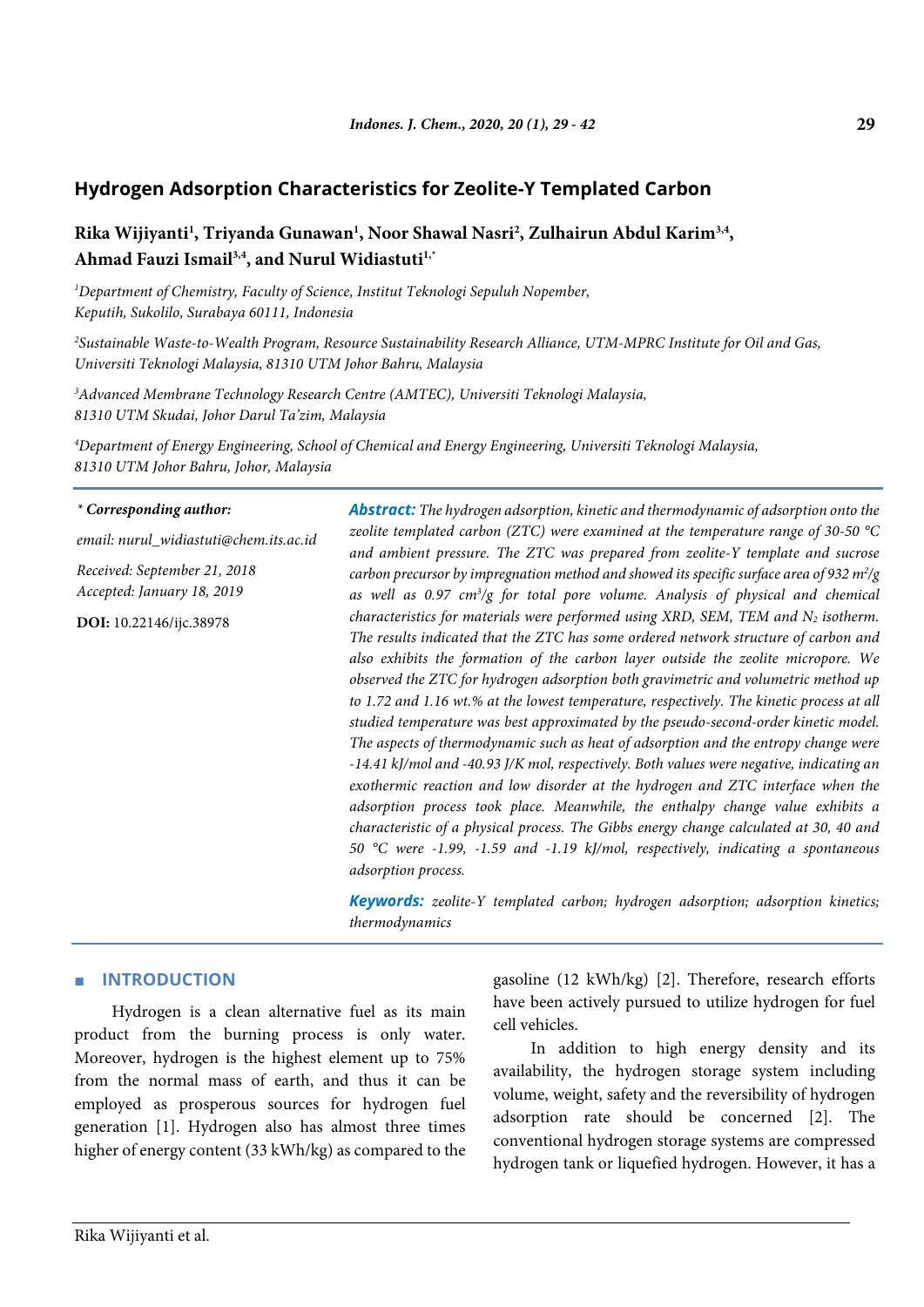# Hydrogen Adsorption Characteristics for Zeolite-Y Templated Carbon

**Rika Wijiyanti[1], Triyanda Gunawan[1], Noor Shawal Nasri[2], Zulhairun Abdul Karim[3,4], Ahmad Fauzi Ismail[3,4], and Nurul Widiastuti[1,*]**

[1] *Department of Chemistry, Faculty of Science, Institut Teknologi Sepuluh Nopember, Keputih, Sukolilo, Surabaya 60111, Indonesia*

[2] *Sustainable Waste-to-Wealth Program, Resource Sustainability Research Alliance, UTM-MPRC Institute for Oil and Gas, Universiti Teknologi Malaysia, 81310 UTM Johor Bahru, Malaysia*

[3] *Advanced Membrane Technology Research Centre (AMTEC), Universiti Teknologi Malaysia, 81310 UTM Skudai, Johor Darul Ta'zim, Malaysia*

[4] *Department of Energy Engineering, School of Chemical and Energy Engineering, Universiti Teknologi Malaysia, 81310 UTM Johor Bahru, Johor, Malaysia*

*** Corresponding author:**

*email: nurul_widiastuti@chem.its.ac.id*

*Received: September 21, 2018*
*Accepted: January 18, 2019*

**DOI:** 10.22146/ijc.38978

***Abstract:*** *The hydrogen adsorption, kinetic and thermodynamic of adsorption onto the zeolite templated carbon (ZTC) were examined at the temperature range of 30-50 °C and ambient pressure. The ZTC was prepared from zeolite-Y template and sucrose carbon precursor by impregnation method and showed its specific surface area of 932 $m^2/g$ as well as 0.97 $cm^3/g$ for total pore volume. Analysis of physical and chemical characteristics for materials were performed using XRD, SEM, TEM and $N_2$ isotherm. The results indicated that the ZTC has some ordered network structure of carbon and also exhibits the formation of the carbon layer outside the zeolite micropore. We observed the ZTC for hydrogen adsorption both gravimetric and volumetric method up to 1.72 and 1.16 wt.% at the lowest temperature, respectively. The kinetic process at all studied temperature was best approximated by the pseudo-second-order kinetic model. The aspects of thermodynamic such as heat of adsorption and the entropy change were -14.41 kJ/mol and -40.93 J/K mol, respectively. Both values were negative, indicating an exothermic reaction and low disorder at the hydrogen and ZTC interface when the adsorption process took place. Meanwhile, the enthalpy change value exhibits a characteristic of a physical process. The Gibbs energy change calculated at 30, 40 and 50 °C were -1.99, -1.59 and -1.19 kJ/mol, respectively, indicating a spontaneous adsorption process.*

***Keywords:*** *zeolite-Y templated carbon; hydrogen adsorption; adsorption kinetics; thermodynamics*

## INTRODUCTION

Hydrogen is a clean alternative fuel as its main product from the burning process is only water. Moreover, hydrogen is the highest element up to 75% from the normal mass of earth, and thus it can be employed as prosperous sources for hydrogen fuel generation [1]. Hydrogen also has almost three times higher of energy content (33 kWh/kg) as compared to the gasoline (12 kWh/kg) [2]. Therefore, research efforts have been actively pursued to utilize hydrogen for fuel cell vehicles.

In addition to high energy density and its availability, the hydrogen storage system including volume, weight, safety and the reversibility of hydrogen adsorption rate should be concerned [2]. The conventional hydrogen storage systems are compressed hydrogen tank or liquefied hydrogen. However, it has a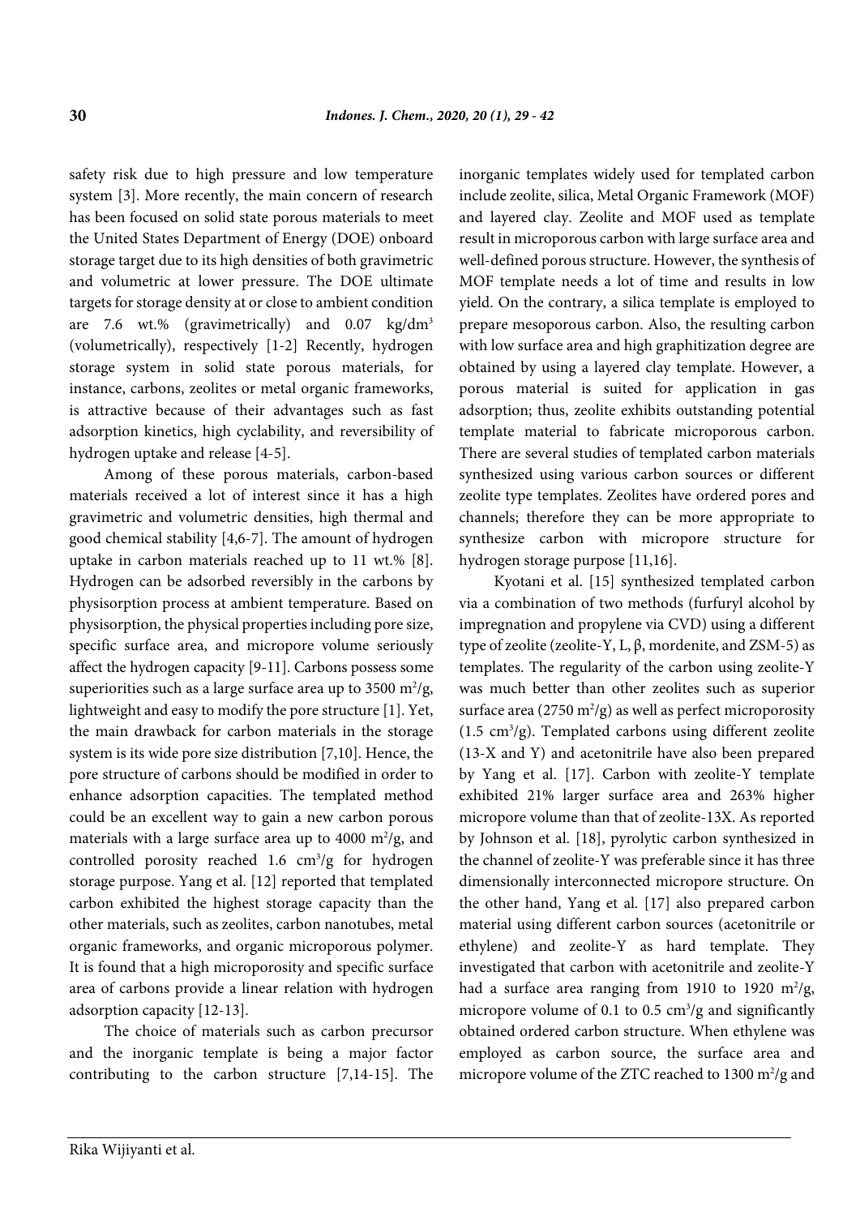safety risk due to high pressure and low temperature system [3]. More recently, the main concern of research has been focused on solid state porous materials to meet the United States Department of Energy (DOE) onboard storage target due to its high densities of both gravimetric and volumetric at lower pressure. The DOE ultimate targets for storage density at or close to ambient condition are 7.6 wt.% (gravimetrically) and 0.07 $kg/dm^3$ (volumetrically), respectively [1-2] Recently, hydrogen storage system in solid state porous materials, for instance, carbons, zeolites or metal organic frameworks, is attractive because of their advantages such as fast adsorption kinetics, high cyclability, and reversibility of hydrogen uptake and release [4-5].

Among of these porous materials, carbon-based materials received a lot of interest since it has a high gravimetric and volumetric densities, high thermal and good chemical stability [4,6-7]. The amount of hydrogen uptake in carbon materials reached up to 11 wt.% [8]. Hydrogen can be adsorbed reversibly in the carbons by physisorption process at ambient temperature. Based on physisorption, the physical properties including pore size, specific surface area, and micropore volume seriously affect the hydrogen capacity [9-11]. Carbons possess some superiorities such as a large surface area up to 3500 $m^2/g$, lightweight and easy to modify the pore structure [1]. Yet, the main drawback for carbon materials in the storage system is its wide pore size distribution [7,10]. Hence, the pore structure of carbons should be modified in order to enhance adsorption capacities. The templated method could be an excellent way to gain a new carbon porous materials with a large surface area up to 4000 $m^2/g$, and controlled porosity reached 1.6 $cm^3/g$ for hydrogen storage purpose. Yang et al. [12] reported that templated carbon exhibited the highest storage capacity than the other materials, such as zeolites, carbon nanotubes, metal organic frameworks, and organic microporous polymer. It is found that a high microporosity and specific surface area of carbons provide a linear relation with hydrogen adsorption capacity [12-13].

The choice of materials such as carbon precursor and the inorganic template is being a major factor contributing to the carbon structure [7,14-15]. The inorganic templates widely used for templated carbon include zeolite, silica, Metal Organic Framework (MOF) and layered clay. Zeolite and MOF used as template result in microporous carbon with large surface area and well-defined porous structure. However, the synthesis of MOF template needs a lot of time and results in low yield. On the contrary, a silica template is employed to prepare mesoporous carbon. Also, the resulting carbon with low surface area and high graphitization degree are obtained by using a layered clay template. However, a porous material is suited for application in gas adsorption; thus, zeolite exhibits outstanding potential template material to fabricate microporous carbon. There are several studies of templated carbon materials synthesized using various carbon sources or different zeolite type templates. Zeolites have ordered pores and channels; therefore they can be more appropriate to synthesize carbon with micropore structure for hydrogen storage purpose [11,16].

Kyotani et al. [15] synthesized templated carbon via a combination of two methods (furfuryl alcohol by impregnation and propylene via CVD) using a different type of zeolite (zeolite-Y, L, β, mordenite, and ZSM-5) as templates. The regularity of the carbon using zeolite-Y was much better than other zeolites such as superior surface area (2750 $m^2/g$) as well as perfect microporosity (1.5 $cm^3/g$). Templated carbons using different zeolite (13-X and Y) and acetonitrile have also been prepared by Yang et al. [17]. Carbon with zeolite-Y template exhibited 21% larger surface area and 263% higher micropore volume than that of zeolite-13X. As reported by Johnson et al. [18], pyrolytic carbon synthesized in the channel of zeolite-Y was preferable since it has three dimensionally interconnected micropore structure. On the other hand, Yang et al. [17] also prepared carbon material using different carbon sources (acetonitrile or ethylene) and zeolite-Y as hard template. They investigated that carbon with acetonitrile and zeolite-Y had a surface area ranging from 1910 to 1920 $m^2/g$, micropore volume of 0.1 to 0.5 $cm^3/g$ and significantly obtained ordered carbon structure. When ethylene was employed as carbon source, the surface area and micropore volume of the ZTC reached to 1300 $m^2/g$ and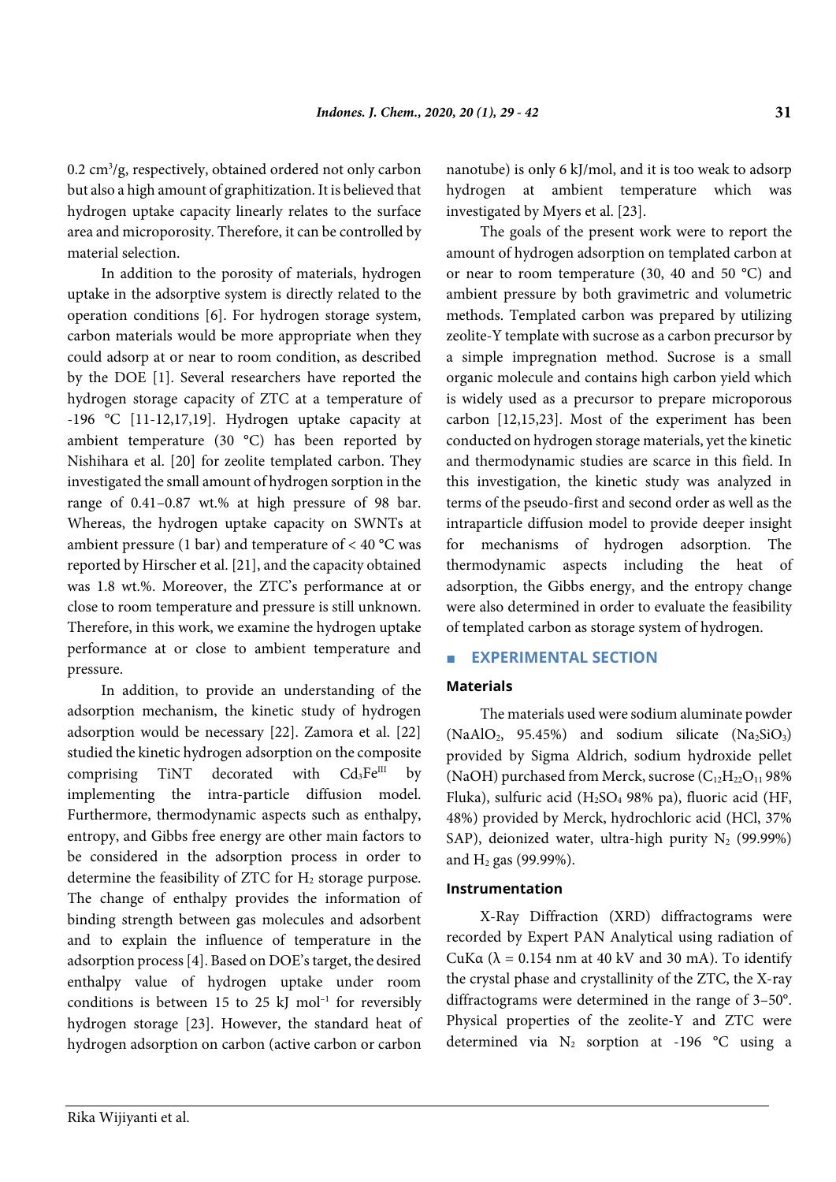0.2 $cm^3$/g, respectively, obtained ordered not only carbon but also a high amount of graphitization. It is believed that hydrogen uptake capacity linearly relates to the surface area and microporosity. Therefore, it can be controlled by material selection.

In addition to the porosity of materials, hydrogen uptake in the adsorptive system is directly related to the operation conditions [6]. For hydrogen storage system, carbon materials would be more appropriate when they could adsorp at or near to room condition, as described by the DOE [1]. Several researchers have reported the hydrogen storage capacity of ZTC at a temperature of -196 °C [11-12,17,19]. Hydrogen uptake capacity at ambient temperature (30 °C) has been reported by Nishihara et al. [20] for zeolite templated carbon. They investigated the small amount of hydrogen sorption in the range of 0.41–0.87 wt.% at high pressure of 98 bar. Whereas, the hydrogen uptake capacity on SWNTs at ambient pressure (1 bar) and temperature of < 40 °C was reported by Hirscher et al. [21], and the capacity obtained was 1.8 wt.%. Moreover, the ZTC's performance at or close to room temperature and pressure is still unknown. Therefore, in this work, we examine the hydrogen uptake performance at or close to ambient temperature and pressure.

In addition, to provide an understanding of the adsorption mechanism, the kinetic study of hydrogen adsorption would be necessary [22]. Zamora et al. [22] studied the kinetic hydrogen adsorption on the composite comprising TiNT decorated with $Cd_3Fe^{III}$ by implementing the intra-particle diffusion model. Furthermore, thermodynamic aspects such as enthalpy, entropy, and Gibbs free energy are other main factors to be considered in the adsorption process in order to determine the feasibility of ZTC for $H_2$ storage purpose. The change of enthalpy provides the information of binding strength between gas molecules and adsorbent and to explain the influence of temperature in the adsorption process [4]. Based on DOE's target, the desired enthalpy value of hydrogen uptake under room conditions is between 15 to 25 kJ $mol^{-1}$ for reversibly hydrogen storage [23]. However, the standard heat of hydrogen adsorption on carbon (active carbon or carbon nanotube) is only 6 kJ/mol, and it is too weak to adsorp hydrogen at ambient temperature which was investigated by Myers et al. [23].

The goals of the present work were to report the amount of hydrogen adsorption on templated carbon at or near to room temperature (30, 40 and 50 °C) and ambient pressure by both gravimetric and volumetric methods. Templated carbon was prepared by utilizing zeolite-Y template with sucrose as a carbon precursor by a simple impregnation method. Sucrose is a small organic molecule and contains high carbon yield which is widely used as a precursor to prepare microporous carbon [12,15,23]. Most of the experiment has been conducted on hydrogen storage materials, yet the kinetic and thermodynamic studies are scarce in this field. In this investigation, the kinetic study was analyzed in terms of the pseudo-first and second order as well as the intraparticle diffusion model to provide deeper insight for mechanisms of hydrogen adsorption. The thermodynamic aspects including the heat of adsorption, the Gibbs energy, and the entropy change were also determined in order to evaluate the feasibility of templated carbon as storage system of hydrogen.

## EXPERIMENTAL SECTION

### Materials

The materials used were sodium aluminate powder ($NaAlO_2$, 95.45%) and sodium silicate ($Na_2SiO_3$) provided by Sigma Aldrich, sodium hydroxide pellet (NaOH) purchased from Merck, sucrose ($C_{12}H_{22}O_{11}$ 98% Fluka), sulfuric acid ($H_2SO_4$ 98% pa), fluoric acid (HF, 48%) provided by Merck, hydrochloric acid (HCl, 37% SAP), deionized water, ultra-high purity $N_2$ (99.99%) and $H_2$ gas (99.99%).

### Instrumentation

X-Ray Diffraction (XRD) diffractograms were recorded by Expert PAN Analytical using radiation of CuKα (λ = 0.154 nm at 40 kV and 30 mA). To identify the crystal phase and crystallinity of the ZTC, the X-ray diffractograms were determined in the range of 3–50°. Physical properties of the zeolite-Y and ZTC were determined via $N_2$ sorption at -196 °C using a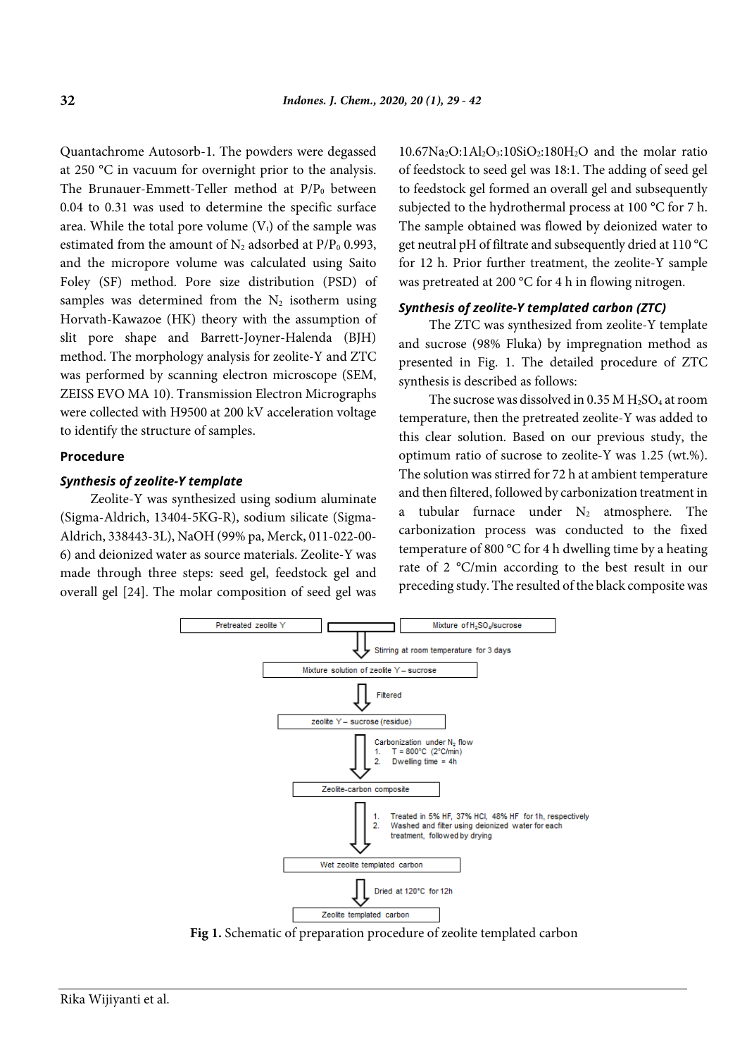Quantachrome Autosorb-1. The powders were degassed at 250 °C in vacuum for overnight prior to the analysis. The Brunauer-Emmett-Teller method at $P/P_0$ between 0.04 to 0.31 was used to determine the specific surface area. While the total pore volume ($V_t$) of the sample was estimated from the amount of $N_2$ adsorbed at $P/P_0$ 0.993, and the micropore volume was calculated using Saito Foley (SF) method. Pore size distribution (PSD) of samples was determined from the $N_2$ isotherm using Horvath-Kawazoe (HK) theory with the assumption of slit pore shape and Barrett-Joyner-Halenda (BJH) method. The morphology analysis for zeolite-Y and ZTC was performed by scanning electron microscope (SEM, ZEISS EVO MA 10). Transmission Electron Micrographs were collected with H9500 at 200 kV acceleration voltage to identify the structure of samples.

## Procedure

### *Synthesis of zeolite-Y template*

Zeolite-Y was synthesized using sodium aluminate (Sigma-Aldrich, 13404-5KG-R), sodium silicate (Sigma-Aldrich, 338443-3L), NaOH (99% pa, Merck, 011-022-00-6) and deionized water as source materials. Zeolite-Y was made through three steps: seed gel, feedstock gel and overall gel [24]. The molar composition of seed gel was $10.67Na_2O:1Al_2O_3:10SiO_2:180H_2O$ and the molar ratio of feedstock to seed gel was 18:1. The adding of seed gel to feedstock gel formed an overall gel and subsequently subjected to the hydrothermal process at 100 °C for 7 h. The sample obtained was flowed by deionized water to get neutral pH of filtrate and subsequently dried at 110 °C for 12 h. Prior further treatment, the zeolite-Y sample was pretreated at 200 °C for 4 h in flowing nitrogen.

### *Synthesis of zeolite-Y templated carbon (ZTC)*

The ZTC was synthesized from zeolite-Y template and sucrose (98% Fluka) by impregnation method as presented in Fig. 1. The detailed procedure of ZTC synthesis is described as follows:

The sucrose was dissolved in 0.35 M $H_2SO_4$ at room temperature, then the pretreated zeolite-Y was added to this clear solution. Based on our previous study, the optimum ratio of sucrose to zeolite-Y was 1.25 (wt.%). The solution was stirred for 72 h at ambient temperature and then filtered, followed by carbonization treatment in a tubular furnace under $N_2$ atmosphere. The carbonization process was conducted to the fixed temperature of 800 °C for 4 h dwelling time by a heating rate of 2 °C/min according to the best result in our preceding study. The resulted of the black composite was

Pretreated zeolite Y + Mixture of $H_2SO_4$/sucrose
↓ Stirring at room temperature for 3 days
Mixture solution of zeolite Y – sucrose
↓ Filtered
zeolite Y – sucrose (residue)
↓ Carbonization under $N_2$ flow
1. T = 800°C (2°C/min)
2. Dwelling time = 4h

Zeolite-carbon composite
↓
1. Treated in 5% HF, 37% HCl, 48% HF for 1h, respectively
2. Washed and filter using deionized water for each treatment, followed by drying

Wet zeolite templated carbon
↓ Dried at 120°C for 12h
Zeolite templated carbon

**Fig 1.** Schematic of preparation procedure of zeolite templated carbon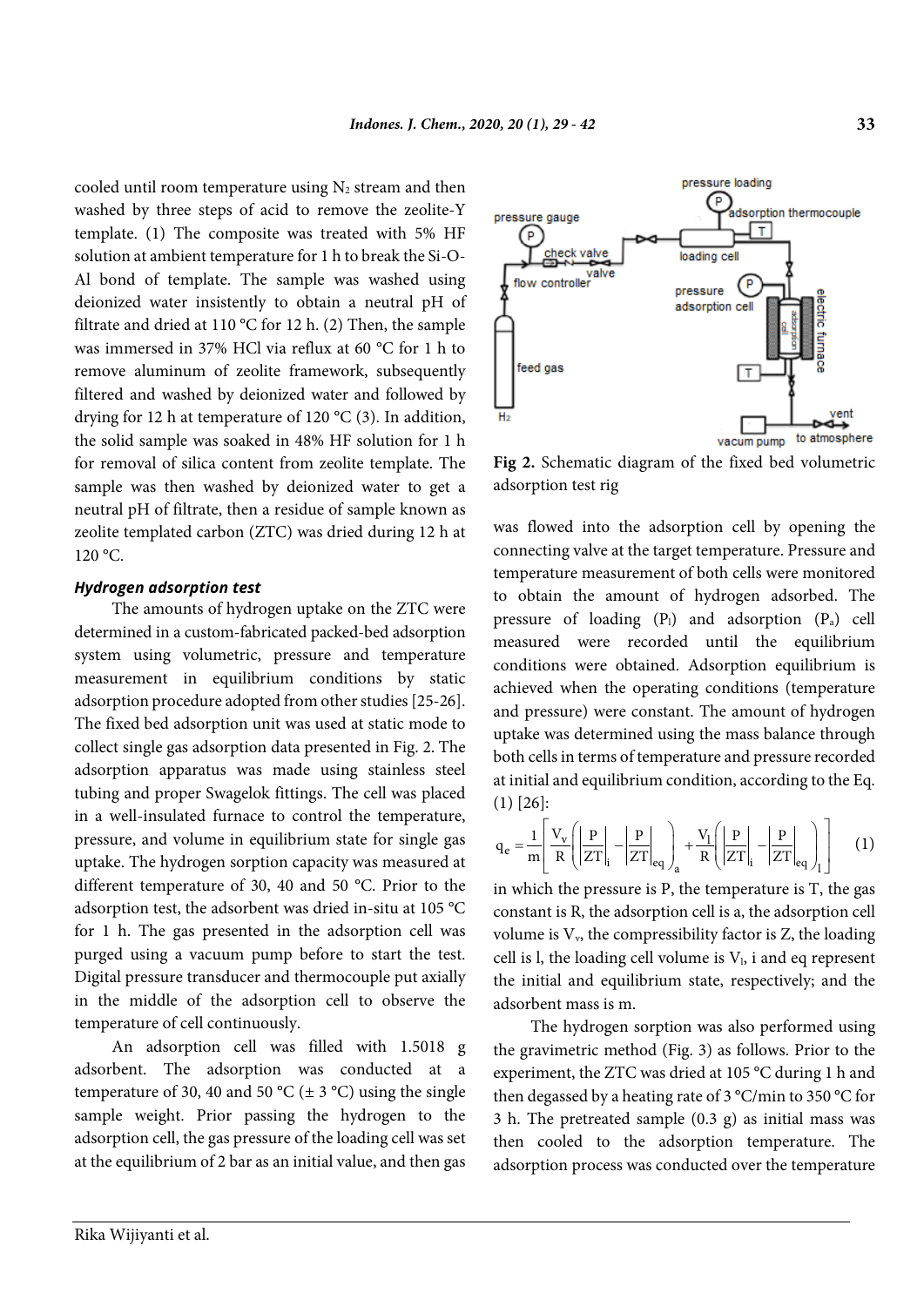cooled until room temperature using $N_2$ stream and then washed by three steps of acid to remove the zeolite-Y template. (1) The composite was treated with 5% HF solution at ambient temperature for 1 h to break the Si-O-Al bond of template. The sample was washed using deionized water insistently to obtain a neutral pH of filtrate and dried at 110 °C for 12 h. (2) Then, the sample was immersed in 37% HCl via reflux at 60 °C for 1 h to remove aluminum of zeolite framework, subsequently filtered and washed by deionized water and followed by drying for 12 h at temperature of 120 °C (3). In addition, the solid sample was soaked in 48% HF solution for 1 h for removal of silica content from zeolite template. The sample was then washed by deionized water to get a neutral pH of filtrate, then a residue of sample known as zeolite templated carbon (ZTC) was dried during 12 h at 120 °C.

### *Hydrogen adsorption test*

The amounts of hydrogen uptake on the ZTC were determined in a custom-fabricated packed-bed adsorption system using volumetric, pressure and temperature measurement in equilibrium conditions by static adsorption procedure adopted from other studies [25-26]. The fixed bed adsorption unit was used at static mode to collect single gas adsorption data presented in Fig. 2. The adsorption apparatus was made using stainless steel tubing and proper Swagelok fittings. The cell was placed in a well-insulated furnace to control the temperature, pressure, and volume in equilibrium state for single gas uptake. The hydrogen sorption capacity was measured at different temperature of 30, 40 and 50 °C. Prior to the adsorption test, the adsorbent was dried in-situ at 105 °C for 1 h. The gas presented in the adsorption cell was purged using a vacuum pump before to start the test. Digital pressure transducer and thermocouple put axially in the middle of the adsorption cell to observe the temperature of cell continuously.

An adsorption cell was filled with 1.5018 g adsorbent. The adsorption was conducted at a temperature of 30, 40 and 50 °C (± 3 °C) using the single sample weight. Prior passing the hydrogen to the adsorption cell, the gas pressure of the loading cell was set at the equilibrium of 2 bar as an initial value, and then gas

**Fig 2.** Schematic diagram of the fixed bed volumetric adsorption test rig

was flowed into the adsorption cell by opening the connecting valve at the target temperature. Pressure and temperature measurement of both cells were monitored to obtain the amount of hydrogen adsorbed. The pressure of loading ($P_l$) and adsorption ($P_a$) cell measured were recorded until the equilibrium conditions were obtained. Adsorption equilibrium is achieved when the operating conditions (temperature and pressure) were constant. The amount of hydrogen uptake was determined using the mass balance through both cells in terms of temperature and pressure recorded at initial and equilibrium condition, according to the Eq. (1) [26]:

$$q_e = \frac{1}{m}\left[\frac{V_v}{R}\left(\left|\frac{P}{ZT}\right|_i - \left|\frac{P}{ZT}\right|_{eq}\right)_a + \frac{V_l}{R}\left(\left|\frac{P}{ZT}\right|_i - \left|\frac{P}{ZT}\right|_{eq}\right)_l\right] \quad (1)$$

in which the pressure is P, the temperature is T, the gas constant is R, the adsorption cell is a, the adsorption cell volume is $V_v$, the compressibility factor is Z, the loading cell is l, the loading cell volume is $V_l$, i and eq represent the initial and equilibrium state, respectively; and the adsorbent mass is m.

The hydrogen sorption was also performed using the gravimetric method (Fig. 3) as follows. Prior to the experiment, the ZTC was dried at 105 °C during 1 h and then degassed by a heating rate of 3 °C/min to 350 °C for 3 h. The pretreated sample (0.3 g) as initial mass was then cooled to the adsorption temperature. The adsorption process was conducted over the temperature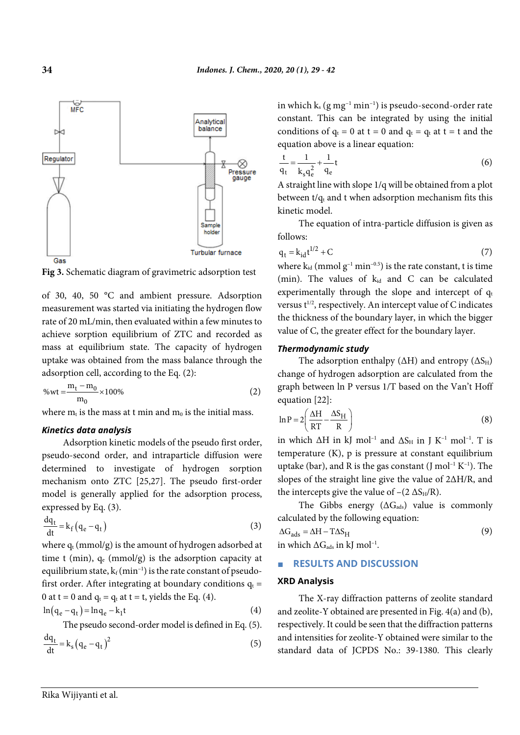Fig 3. Schematic diagram of gravimetric adsorption test

of 30, 40, 50 °C and ambient pressure. Adsorption measurement was started via initiating the hydrogen flow rate of 20 mL/min, then evaluated within a few minutes to achieve sorption equilibrium of ZTC and recorded as mass at equilibrium state. The capacity of hydrogen uptake was obtained from the mass balance through the adsorption cell, according to the Eq. (2):

$$\%wt = \frac{m_t - m_0}{m_0} \times 100\% \tag{2}$$

where $m_t$ is the mass at t min and $m_0$ is the initial mass.

### *Kinetics data analysis*

Adsorption kinetic models of the pseudo first order, pseudo-second order, and intraparticle diffusion were determined to investigate of hydrogen sorption mechanism onto ZTC [25,27]. The pseudo first-order model is generally applied for the adsorption process, expressed by Eq. (3).

$$\frac{dq_t}{dt} = k_f\left(q_e - q_t\right) \tag{3}$$

where $q_t$ (mmol/g) is the amount of hydrogen adsorbed at time t (min), $q_e$ (mmol/g) is the adsorption capacity at equilibrium state, $k_f$ ($min^{-1}$) is the rate constant of pseudo-first order. After integrating at boundary conditions $q_t$ = 0 at t = 0 and $q_t = q_t$ at t = t, yields the Eq. (4).

$$\ln\left(q_e - q_t\right) = \ln q_e - k_1 t \tag{4}$$

The pseudo second-order model is defined in Eq. (5).

$$\frac{dq_t}{dt} = k_s\left(q_e - q_t\right)^2 \tag{5}$$

in which $k_s$ (g $mg^{-1}$ $min^{-1}$) is pseudo-second-order rate constant. This can be integrated by using the initial conditions of $q_t$ = 0 at t = 0 and $q_t = q_t$ at t = t and the equation above is a linear equation:

$$\frac{t}{q_t} = \frac{1}{k_s q_e^2} + \frac{1}{q_e}t \tag{6}$$

A straight line with slope 1/q will be obtained from a plot between $t/q_t$ and t when adsorption mechanism fits this kinetic model.

The equation of intra-particle diffusion is given as follows:

$$q_t = k_{id}t^{1/2} + C \tag{7}$$

where $k_{id}$ (mmol $g^{-1}$ $min^{-0.5}$) is the rate constant, t is time (min). The values of $k_{id}$ and C can be calculated experimentally through the slope and intercept of $q_t$ versus $t^{1/2}$, respectively. An intercept value of C indicates the thickness of the boundary layer, in which the bigger value of C, the greater effect for the boundary layer.

### *Thermodynamic study*

The adsorption enthalpy (ΔH) and entropy ($\Delta S_H$) change of hydrogen adsorption are calculated from the graph between ln P versus 1/T based on the Van't Hoff equation [22]:

$$\ln P = 2\left(\frac{\Delta H}{RT} - \frac{\Delta S_H}{R}\right) \tag{8}$$

in which ΔH in kJ $mol^{-1}$ and $\Delta S_H$ in J $K^{-1}$ $mol^{-1}$. T is temperature (K), p is pressure at constant equilibrium uptake (bar), and R is the gas constant (J $mol^{-1}$ $K^{-1}$). The slopes of the straight line give the value of 2ΔH/R, and the intercepts give the value of $-(2\ \Delta S_H/R)$.

The Gibbs energy ($\Delta G_{ads}$) value is commonly calculated by the following equation:

$$\Delta G_{ads} = \Delta H - T\Delta S_H \tag{9}$$

in which $\Delta G_{ads}$ in kJ $mol^{-1}$.

## RESULTS AND DISCUSSION

### XRD Analysis

The X-ray diffraction patterns of zeolite standard and zeolite-Y obtained are presented in Fig. 4(a) and (b), respectively. It could be seen that the diffraction patterns and intensities for zeolite-Y obtained were similar to the standard data of JCPDS No.: 39-1380. This clearly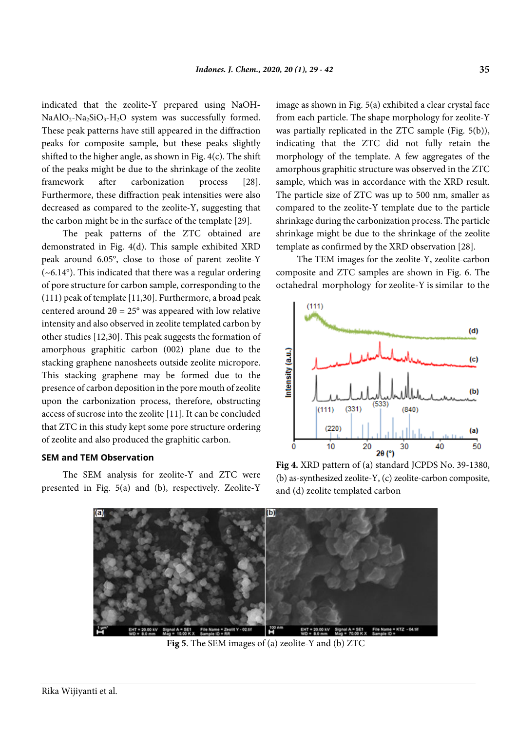indicated that the zeolite-Y prepared using NaOH-$NaAlO_2$-$Na_2SiO_3$-$H_2O$ system was successfully formed. These peak patterns have still appeared in the diffraction peaks for composite sample, but these peaks slightly shifted to the higher angle, as shown in Fig. 4(c). The shift of the peaks might be due to the shrinkage of the zeolite framework after carbonization process [28]. Furthermore, these diffraction peak intensities were also decreased as compared to the zeolite-Y, suggesting that the carbon might be in the surface of the template [29].

The peak patterns of the ZTC obtained are demonstrated in Fig. 4(d). This sample exhibited XRD peak around 6.05°, close to those of parent zeolite-Y (~6.14°). This indicated that there was a regular ordering of pore structure for carbon sample, corresponding to the (111) peak of template [11,30]. Furthermore, a broad peak centered around $2\theta = 25°$ was appeared with low relative intensity and also observed in zeolite templated carbon by other studies [12,30]. This peak suggests the formation of amorphous graphitic carbon (002) plane due to the stacking graphene nanosheets outside zeolite micropore. This stacking graphene may be formed due to the presence of carbon deposition in the pore mouth of zeolite upon the carbonization process, therefore, obstructing access of sucrose into the zeolite [11]. It can be concluded that ZTC in this study kept some pore structure ordering of zeolite and also produced the graphitic carbon.

### SEM and TEM Observation

The SEM analysis for zeolite-Y and ZTC were presented in Fig. 5(a) and (b), respectively. Zeolite-Y image as shown in Fig. 5(a) exhibited a clear crystal face from each particle. The shape morphology for zeolite-Y was partially replicated in the ZTC sample (Fig. 5(b)), indicating that the ZTC did not fully retain the morphology of the template. A few aggregates of the amorphous graphitic structure was observed in the ZTC sample, which was in accordance with the XRD result. The particle size of ZTC was up to 500 nm, smaller as compared to the zeolite-Y template due to the particle shrinkage during the carbonization process. The particle shrinkage might be due to the shrinkage of the zeolite template as confirmed by the XRD observation [28].

The TEM images for the zeolite-Y, zeolite-carbon composite and ZTC samples are shown in Fig. 6. The octahedral morphology for zeolite-Y is similar to the

**Fig 4.** XRD pattern of (a) standard JCPDS No. 39-1380, (b) as-synthesized zeolite-Y, (c) zeolite-carbon composite, and (d) zeolite templated carbon

**Fig 5**. The SEM images of (a) zeolite-Y and (b) ZTC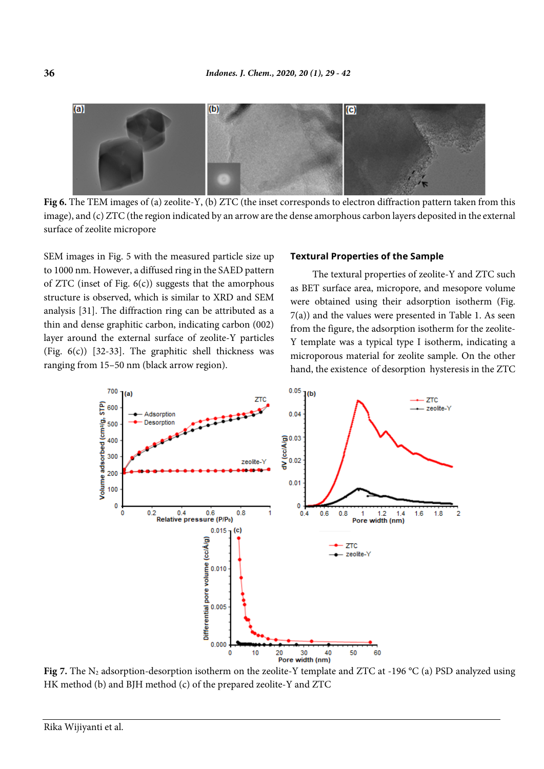**Fig 6.** The TEM images of (a) zeolite-Y, (b) ZTC (the inset corresponds to electron diffraction pattern taken from this image), and (c) ZTC (the region indicated by an arrow are the dense amorphous carbon layers deposited in the external surface of zeolite micropore

SEM images in Fig. 5 with the measured particle size up to 1000 nm. However, a diffused ring in the SAED pattern of ZTC (inset of Fig. 6(c)) suggests that the amorphous structure is observed, which is similar to XRD and SEM analysis [31]. The diffraction ring can be attributed as a thin and dense graphitic carbon, indicating carbon (002) layer around the external surface of zeolite-Y particles (Fig. 6(c)) [32-33]. The graphitic shell thickness was ranging from 15–50 nm (black arrow region).

### Textural Properties of the Sample

The textural properties of zeolite-Y and ZTC such as BET surface area, micropore, and mesopore volume were obtained using their adsorption isotherm (Fig. 7(a)) and the values were presented in Table 1. As seen from the figure, the adsorption isotherm for the zeolite-Y template was a typical type I isotherm, indicating a microporous material for zeolite sample. On the other hand, the existence of desorption hysteresis in the ZTC

**Fig 7.** The $N_2$ adsorption-desorption isotherm on the zeolite-Y template and ZTC at -196 °C (a) PSD analyzed using HK method (b) and BJH method (c) of the prepared zeolite-Y and ZTC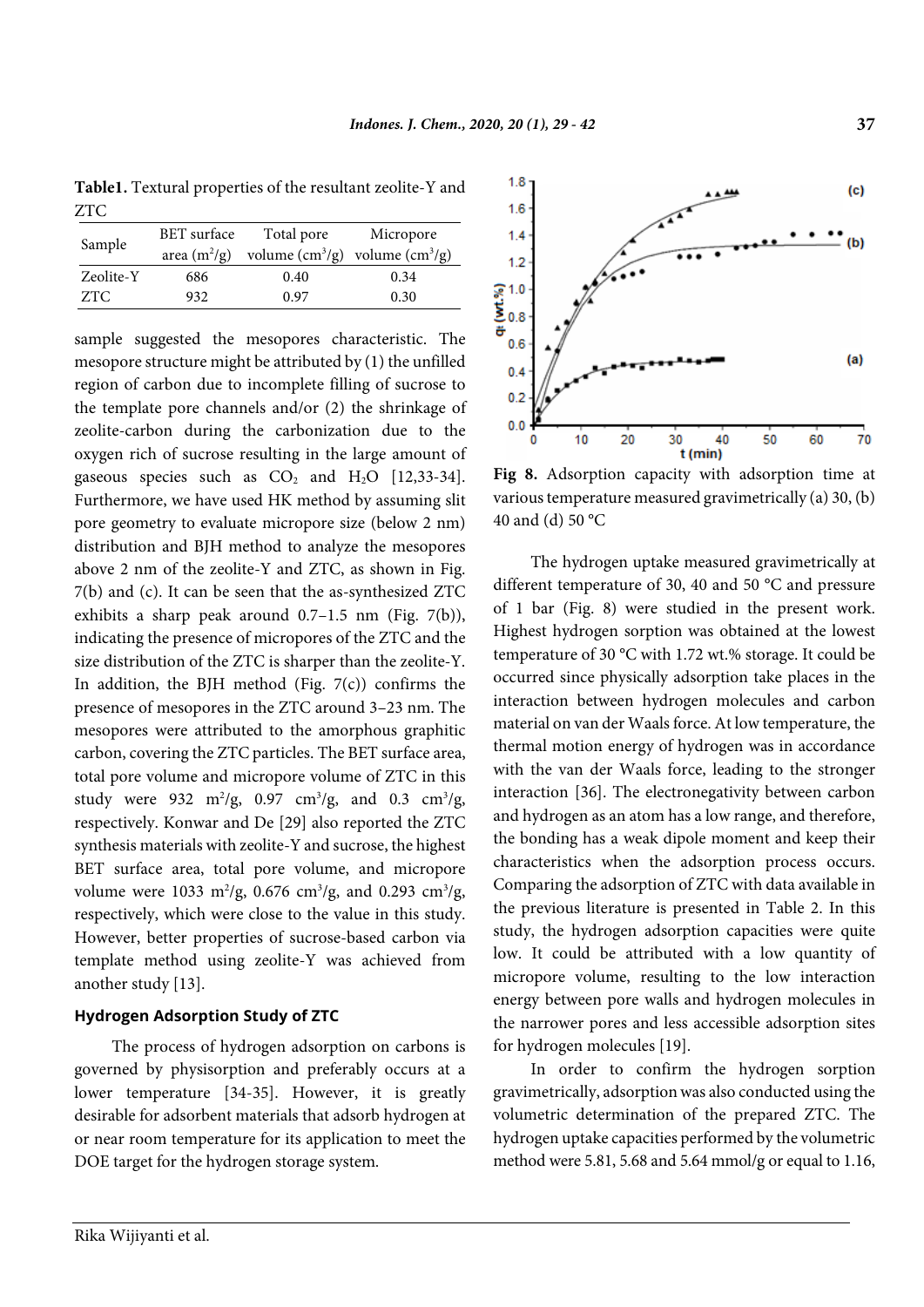**Table1.** Textural properties of the resultant zeolite-Y and ZTC

| Sample | BET surface area ($m^2/g$) | Total pore volume ($cm^3/g$) | Micropore volume ($cm^3/g$) |
|---|---|---|---|
| Zeolite-Y | 686 | 0.40 | 0.34 |
| ZTC | 932 | 0.97 | 0.30 |

sample suggested the mesopores characteristic. The mesopore structure might be attributed by (1) the unfilled region of carbon due to incomplete filling of sucrose to the template pore channels and/or (2) the shrinkage of zeolite-carbon during the carbonization due to the oxygen rich of sucrose resulting in the large amount of gaseous species such as $CO_2$ and $H_2O$ [12,33-34]. Furthermore, we have used HK method by assuming slit pore geometry to evaluate micropore size (below 2 nm) distribution and BJH method to analyze the mesopores above 2 nm of the zeolite-Y and ZTC, as shown in Fig. 7(b) and (c). It can be seen that the as-synthesized ZTC exhibits a sharp peak around 0.7–1.5 nm (Fig. 7(b)), indicating the presence of micropores of the ZTC and the size distribution of the ZTC is sharper than the zeolite-Y. In addition, the BJH method (Fig. 7(c)) confirms the presence of mesopores in the ZTC around 3–23 nm. The mesopores were attributed to the amorphous graphitic carbon, covering the ZTC particles. The BET surface area, total pore volume and micropore volume of ZTC in this study were 932 $m^2/g$, 0.97 $cm^3/g$, and 0.3 $cm^3/g$, respectively. Konwar and De [29] also reported the ZTC synthesis materials with zeolite-Y and sucrose, the highest BET surface area, total pore volume, and micropore volume were 1033 $m^2/g$, 0.676 $cm^3/g$, and 0.293 $cm^3/g$, respectively, which were close to the value in this study. However, better properties of sucrose-based carbon via template method using zeolite-Y was achieved from another study [13].

### Hydrogen Adsorption Study of ZTC

The process of hydrogen adsorption on carbons is governed by physisorption and preferably occurs at a lower temperature [34-35]. However, it is greatly desirable for adsorbent materials that adsorb hydrogen at or near room temperature for its application to meet the DOE target for the hydrogen storage system.

**Fig 8.** Adsorption capacity with adsorption time at various temperature measured gravimetrically (a) 30, (b) 40 and (d) 50 °C

The hydrogen uptake measured gravimetrically at different temperature of 30, 40 and 50 °C and pressure of 1 bar (Fig. 8) were studied in the present work. Highest hydrogen sorption was obtained at the lowest temperature of 30 °C with 1.72 wt.% storage. It could be occurred since physically adsorption take places in the interaction between hydrogen molecules and carbon material on van der Waals force. At low temperature, the thermal motion energy of hydrogen was in accordance with the van der Waals force, leading to the stronger interaction [36]. The electronegativity between carbon and hydrogen as an atom has a low range, and therefore, the bonding has a weak dipole moment and keep their characteristics when the adsorption process occurs. Comparing the adsorption of ZTC with data available in the previous literature is presented in Table 2. In this study, the hydrogen adsorption capacities were quite low. It could be attributed with a low quantity of micropore volume, resulting to the low interaction energy between pore walls and hydrogen molecules in the narrower pores and less accessible adsorption sites for hydrogen molecules [19].

In order to confirm the hydrogen sorption gravimetrically, adsorption was also conducted using the volumetric determination of the prepared ZTC. The hydrogen uptake capacities performed by the volumetric method were 5.81, 5.68 and 5.64 mmol/g or equal to 1.16,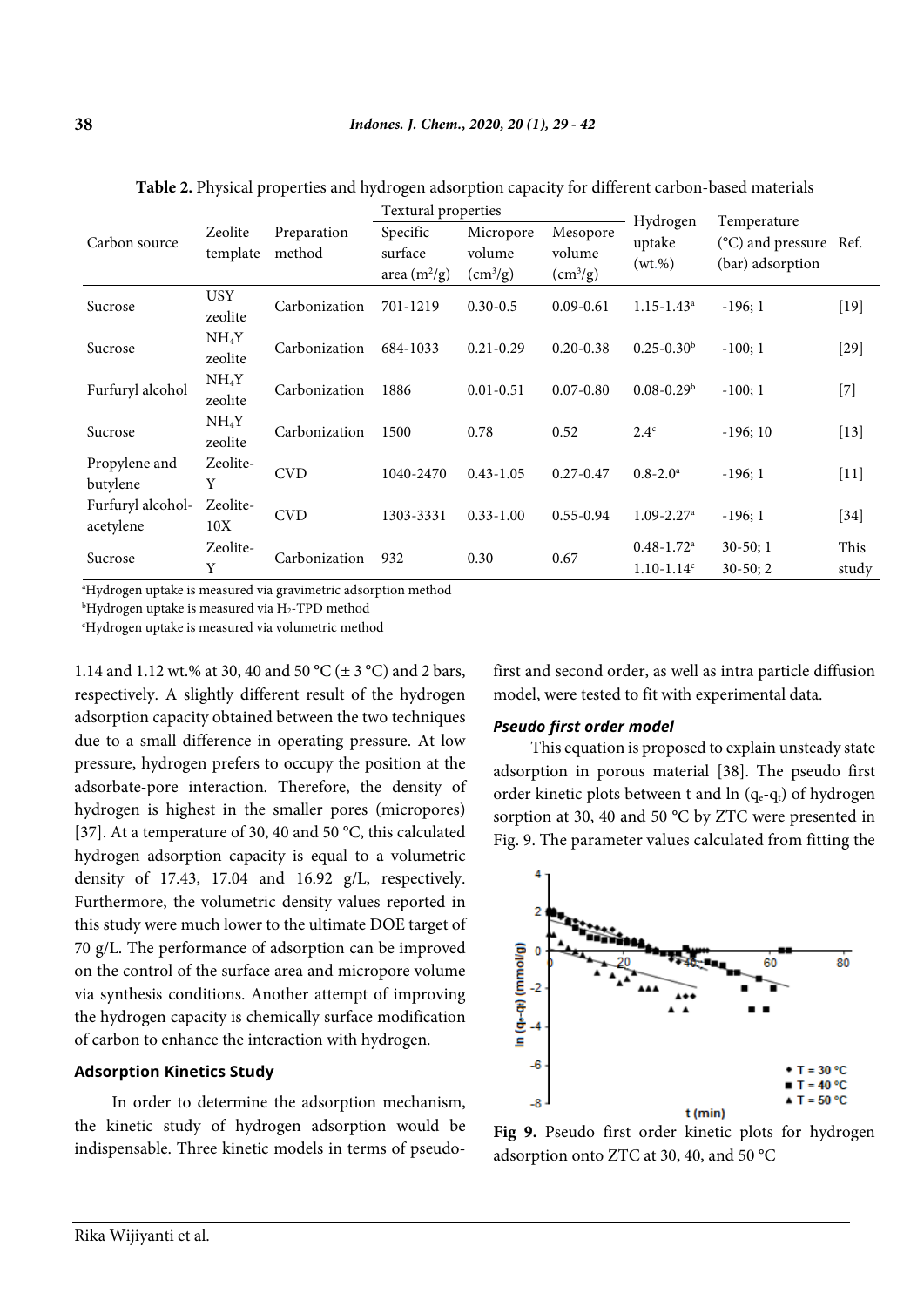**Table 2.** Physical properties and hydrogen adsorption capacity for different carbon-based materials

| Carbon source | Zeolite template | Preparation method | Textural properties | | | Hydrogen uptake (wt.%) | Temperature (°C) and pressure (bar) adsorption | Ref. |
|---|---|---|---|---|---|---|---|---|
| | | | Specific surface area ($m^2/g$) | Micropore volume ($cm^3/g$) | Mesopore volume ($cm^3/g$) | | | |
| Sucrose | USY zeolite | Carbonization | 701-1219 | 0.30-0.5 | 0.09-0.61 | 1.15-1.43[a] | -196; 1 | [19] |
| Sucrose | $NH_4Y$ zeolite | Carbonization | 684-1033 | 0.21-0.29 | 0.20-0.38 | 0.25-0.30[b] | -100; 1 | [29] |
| Furfuryl alcohol | $NH_4Y$ zeolite | Carbonization | 1886 | 0.01-0.51 | 0.07-0.80 | 0.08-0.29[b] | -100; 1 | [7] |
| Sucrose | $NH_4Y$ zeolite | Carbonization | 1500 | 0.78 | 0.52 | 2.4[c] | -196; 10 | [13] |
| Propylene and butylene | Zeolite-Y | CVD | 1040-2470 | 0.43-1.05 | 0.27-0.47 | 0.8-2.0[a] | -196; 1 | [11] |
| Furfuryl alcohol-acetylene | Zeolite-10X | CVD | 1303-3331 | 0.33-1.00 | 0.55-0.94 | 1.09-2.27[a] | -196; 1 | [34] |
| Sucrose | Zeolite-Y | Carbonization | 932 | 0.30 | 0.67 | 0.48-1.72[a] 1.10-1.14[c] | 30-50; 1 30-50; 2 | This study |

[a]Hydrogen uptake is measured via gravimetric adsorption method
[b]Hydrogen uptake is measured via $H_2$-TPD method
[c]Hydrogen uptake is measured via volumetric method

1.14 and 1.12 wt.% at 30, 40 and 50 °C (± 3 °C) and 2 bars, respectively. A slightly different result of the hydrogen adsorption capacity obtained between the two techniques due to a small difference in operating pressure. At low pressure, hydrogen prefers to occupy the position at the adsorbate-pore interaction. Therefore, the density of hydrogen is highest in the smaller pores (micropores) [37]. At a temperature of 30, 40 and 50 °C, this calculated hydrogen adsorption capacity is equal to a volumetric density of 17.43, 17.04 and 16.92 g/L, respectively. Furthermore, the volumetric density values reported in this study were much lower to the ultimate DOE target of 70 g/L. The performance of adsorption can be improved on the control of the surface area and micropore volume via synthesis conditions. Another attempt of improving the hydrogen capacity is chemically surface modification of carbon to enhance the interaction with hydrogen.

## Adsorption Kinetics Study

In order to determine the adsorption mechanism, the kinetic study of hydrogen adsorption would be indispensable. Three kinetic models in terms of pseudo-first and second order, as well as intra particle diffusion model, were tested to fit with experimental data.

### *Pseudo first order model*

This equation is proposed to explain unsteady state adsorption in porous material [38]. The pseudo first order kinetic plots between t and ln ($q_e$-$q_t$) of hydrogen sorption at 30, 40 and 50 °C by ZTC were presented in Fig. 9. The parameter values calculated from fitting the

**Fig 9.** Pseudo first order kinetic plots for hydrogen adsorption onto ZTC at 30, 40, and 50 °C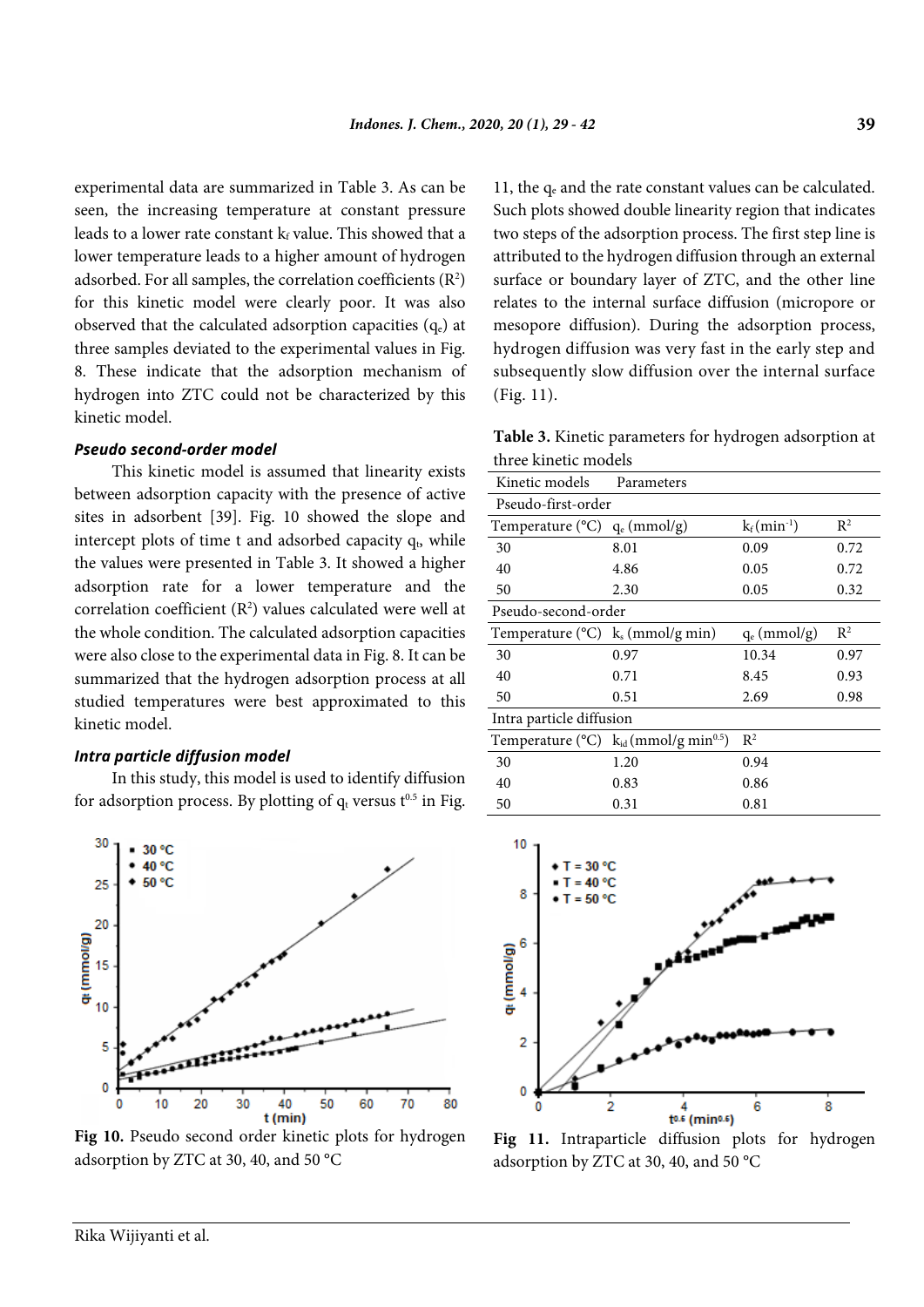experimental data are summarized in Table 3. As can be seen, the increasing temperature at constant pressure leads to a lower rate constant $k_f$ value. This showed that a lower temperature leads to a higher amount of hydrogen adsorbed. For all samples, the correlation coefficients ($R^2$) for this kinetic model were clearly poor. It was also observed that the calculated adsorption capacities ($q_e$) at three samples deviated to the experimental values in Fig. 8. These indicate that the adsorption mechanism of hydrogen into ZTC could not be characterized by this kinetic model.

### *Pseudo second-order model*

This kinetic model is assumed that linearity exists between adsorption capacity with the presence of active sites in adsorbent [39]. Fig. 10 showed the slope and intercept plots of time t and adsorbed capacity $q_t$, while the values were presented in Table 3. It showed a higher adsorption rate for a lower temperature and the correlation coefficient ($R^2$) values calculated were well at the whole condition. The calculated adsorption capacities were also close to the experimental data in Fig. 8. It can be summarized that the hydrogen adsorption process at all studied temperatures were best approximated to this kinetic model.

### *Intra particle diffusion model*

In this study, this model is used to identify diffusion for adsorption process. By plotting of $q_t$ versus $t^{0.5}$ in Fig. 11, the $q_e$ and the rate constant values can be calculated. Such plots showed double linearity region that indicates two steps of the adsorption process. The first step line is attributed to the hydrogen diffusion through an external surface or boundary layer of ZTC, and the other line relates to the internal surface diffusion (micropore or mesopore diffusion). During the adsorption process, hydrogen diffusion was very fast in the early step and subsequently slow diffusion over the internal surface (Fig. 11).

**Table 3.** Kinetic parameters for hydrogen adsorption at three kinetic models

| Kinetic models | Parameters | | |
|---|---|---|---|
| Pseudo-first-order | | | |
| Temperature (°C) | $q_e$ (mmol/g) | $k_f$ (min$^{-1}$) | $R^2$ |
| 30 | 8.01 | 0.09 | 0.72 |
| 40 | 4.86 | 0.05 | 0.72 |
| 50 | 2.30 | 0.05 | 0.32 |
| Pseudo-second-order | | | |
| Temperature (°C) | $k_s$ (mmol/g min) | $q_e$ (mmol/g) | $R^2$ |
| 30 | 0.97 | 10.34 | 0.97 |
| 40 | 0.71 | 8.45 | 0.93 |
| 50 | 0.51 | 2.69 | 0.98 |
| Intra particle diffusion | | | |
| Temperature (°C) | $k_{id}$ (mmol/g min$^{0.5}$) | $R^2$ | |
| 30 | 1.20 | 0.94 | |
| 40 | 0.83 | 0.86 | |
| 50 | 0.31 | 0.81 | |

**Fig 10.** Pseudo second order kinetic plots for hydrogen adsorption by ZTC at 30, 40, and 50 °C

**Fig 11.** Intraparticle diffusion plots for hydrogen adsorption by ZTC at 30, 40, and 50 °C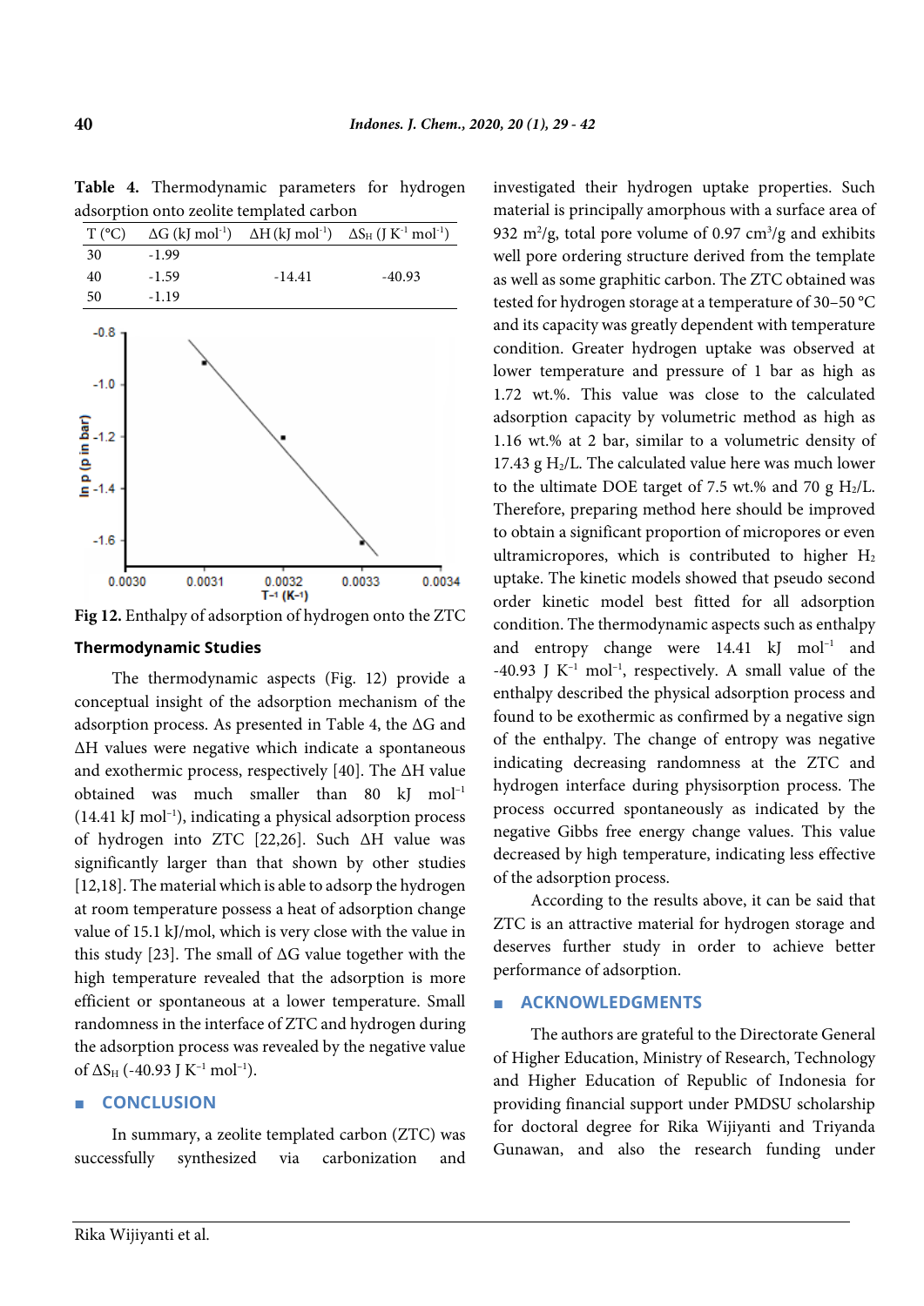**Table 4.** Thermodynamic parameters for hydrogen adsorption onto zeolite templated carbon

| T (°C) | ΔG (kJ $mol^{-1}$) | ΔH (kJ $mol^{-1}$) | $\Delta S_H$ (J $K^{-1}$ $mol^{-1}$) |
|---|---|---|---|
| 30 | -1.99 | | |
| 40 | -1.59 | -14.41 | -40.93 |
| 50 | -1.19 | | |

**Fig 12.** Enthalpy of adsorption of hydrogen onto the ZTC

### Thermodynamic Studies

The thermodynamic aspects (Fig. 12) provide a conceptual insight of the adsorption mechanism of the adsorption process. As presented in Table 4, the ΔG and ΔH values were negative which indicate a spontaneous and exothermic process, respectively [40]. The ΔH value obtained was much smaller than 80 kJ $mol^{-1}$ (14.41 kJ $mol^{-1}$), indicating a physical adsorption process of hydrogen into ZTC [22,26]. Such ΔH value was significantly larger than that shown by other studies [12,18]. The material which is able to adsorp the hydrogen at room temperature possess a heat of adsorption change value of 15.1 kJ/mol, which is very close with the value in this study [23]. The small of ΔG value together with the high temperature revealed that the adsorption is more efficient or spontaneous at a lower temperature. Small randomness in the interface of ZTC and hydrogen during the adsorption process was revealed by the negative value of $\Delta S_H$ (-40.93 J $K^{-1}$ $mol^{-1}$).

## CONCLUSION

In summary, a zeolite templated carbon (ZTC) was successfully synthesized via carbonization and investigated their hydrogen uptake properties. Such material is principally amorphous with a surface area of 932 $m^2$/g, total pore volume of 0.97 $cm^3$/g and exhibits well pore ordering structure derived from the template as well as some graphitic carbon. The ZTC obtained was tested for hydrogen storage at a temperature of 30–50 °C and its capacity was greatly dependent with temperature condition. Greater hydrogen uptake was observed at lower temperature and pressure of 1 bar as high as 1.72 wt.%. This value was close to the calculated adsorption capacity by volumetric method as high as 1.16 wt.% at 2 bar, similar to a volumetric density of 17.43 g $H_2$/L. The calculated value here was much lower to the ultimate DOE target of 7.5 wt.% and 70 g $H_2$/L. Therefore, preparing method here should be improved to obtain a significant proportion of micropores or even ultramicropores, which is contributed to higher $H_2$ uptake. The kinetic models showed that pseudo second order kinetic model best fitted for all adsorption condition. The thermodynamic aspects such as enthalpy and entropy change were 14.41 kJ $mol^{-1}$ and -40.93 J $K^{-1}$ $mol^{-1}$, respectively. A small value of the enthalpy described the physical adsorption process and found to be exothermic as confirmed by a negative sign of the enthalpy. The change of entropy was negative indicating decreasing randomness at the ZTC and hydrogen interface during physisorption process. The process occurred spontaneously as indicated by the negative Gibbs free energy change values. This value decreased by high temperature, indicating less effective of the adsorption process.

According to the results above, it can be said that ZTC is an attractive material for hydrogen storage and deserves further study in order to achieve better performance of adsorption.

## ACKNOWLEDGMENTS

The authors are grateful to the Directorate General of Higher Education, Ministry of Research, Technology and Higher Education of Republic of Indonesia for providing financial support under PMDSU scholarship for doctoral degree for Rika Wijiyanti and Triyanda Gunawan, and also the research funding under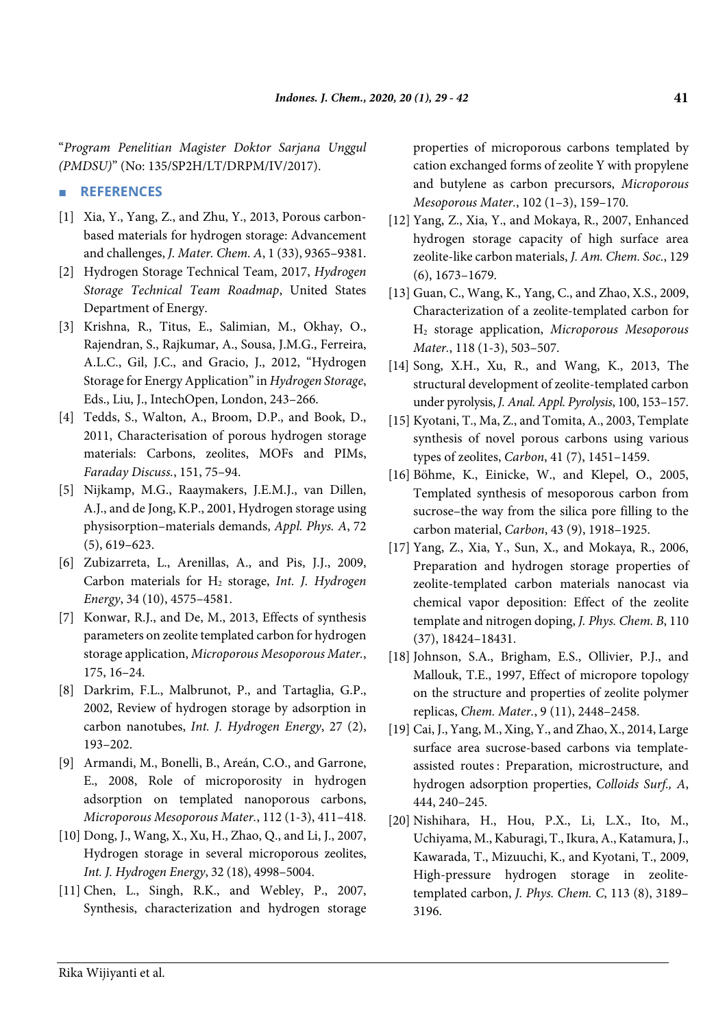"*Program Penelitian Magister Doktor Sarjana Unggul (PMDSU)*" (No: 135/SP2H/LT/DRPM/IV/2017).

## REFERENCES

[1] Xia, Y., Yang, Z., and Zhu, Y., 2013, Porous carbon-based materials for hydrogen storage: Advancement and challenges, *J. Mater. Chem. A*, 1 (33), 9365–9381.

[2] Hydrogen Storage Technical Team, 2017, *Hydrogen Storage Technical Team Roadmap*, United States Department of Energy.

[3] Krishna, R., Titus, E., Salimian, M., Okhay, O., Rajendran, S., Rajkumar, A., Sousa, J.M.G., Ferreira, A.L.C., Gil, J.C., and Gracio, J., 2012, "Hydrogen Storage for Energy Application" in *Hydrogen Storage*, Eds., Liu, J., IntechOpen, London, 243–266.

[4] Tedds, S., Walton, A., Broom, D.P., and Book, D., 2011, Characterisation of porous hydrogen storage materials: Carbons, zeolites, MOFs and PIMs, *Faraday Discuss.*, 151, 75–94.

[5] Nijkamp, M.G., Raaymakers, J.E.M.J., van Dillen, A.J., and de Jong, K.P., 2001, Hydrogen storage using physisorption–materials demands, *Appl. Phys. A*, 72 (5), 619–623.

[6] Zubizarreta, L., Arenillas, A., and Pis, J.J., 2009, Carbon materials for $H_2$ storage, *Int. J. Hydrogen Energy*, 34 (10), 4575–4581.

[7] Konwar, R.J., and De, M., 2013, Effects of synthesis parameters on zeolite templated carbon for hydrogen storage application, *Microporous Mesoporous Mater.*, 175, 16–24.

[8] Darkrim, F.L., Malbrunot, P., and Tartaglia, G.P., 2002, Review of hydrogen storage by adsorption in carbon nanotubes, *Int. J. Hydrogen Energy*, 27 (2), 193–202.

[9] Armandi, M., Bonelli, B., Areán, C.O., and Garrone, E., 2008, Role of microporosity in hydrogen adsorption on templated nanoporous carbons, *Microporous Mesoporous Mater.*, 112 (1-3), 411–418.

[10] Dong, J., Wang, X., Xu, H., Zhao, Q., and Li, J., 2007, Hydrogen storage in several microporous zeolites, *Int. J. Hydrogen Energy*, 32 (18), 4998–5004.

[11] Chen, L., Singh, R.K., and Webley, P., 2007, Synthesis, characterization and hydrogen storage properties of microporous carbons templated by cation exchanged forms of zeolite Y with propylene and butylene as carbon precursors, *Microporous Mesoporous Mater.*, 102 (1–3), 159–170.

[12] Yang, Z., Xia, Y., and Mokaya, R., 2007, Enhanced hydrogen storage capacity of high surface area zeolite-like carbon materials, *J. Am. Chem. Soc.*, 129 (6), 1673–1679.

[13] Guan, C., Wang, K., Yang, C., and Zhao, X.S., 2009, Characterization of a zeolite-templated carbon for $H_2$ storage application, *Microporous Mesoporous Mater.*, 118 (1-3), 503–507.

[14] Song, X.H., Xu, R., and Wang, K., 2013, The structural development of zeolite-templated carbon under pyrolysis, *J. Anal. Appl. Pyrolysis*, 100, 153–157.

[15] Kyotani, T., Ma, Z., and Tomita, A., 2003, Template synthesis of novel porous carbons using various types of zeolites, *Carbon*, 41 (7), 1451–1459.

[16] Böhme, K., Einicke, W., and Klepel, O., 2005, Templated synthesis of mesoporous carbon from sucrose–the way from the silica pore filling to the carbon material, *Carbon*, 43 (9), 1918–1925.

[17] Yang, Z., Xia, Y., Sun, X., and Mokaya, R., 2006, Preparation and hydrogen storage properties of zeolite-templated carbon materials nanocast via chemical vapor deposition: Effect of the zeolite template and nitrogen doping, *J. Phys. Chem. B*, 110 (37), 18424–18431.

[18] Johnson, S.A., Brigham, E.S., Ollivier, P.J., and Mallouk, T.E., 1997, Effect of micropore topology on the structure and properties of zeolite polymer replicas, *Chem. Mater.*, 9 (11), 2448–2458.

[19] Cai, J., Yang, M., Xing, Y., and Zhao, X., 2014, Large surface area sucrose-based carbons via template-assisted routes : Preparation, microstructure, and hydrogen adsorption properties, *Colloids Surf., A*, 444, 240–245.

[20] Nishihara, H., Hou, P.X., Li, L.X., Ito, M., Uchiyama, M., Kaburagi, T., Ikura, A., Katamura, J., Kawarada, T., Mizuuchi, K., and Kyotani, T., 2009, High-pressure hydrogen storage in zeolite-templated carbon, *J. Phys. Chem. C*, 113 (8), 3189–3196.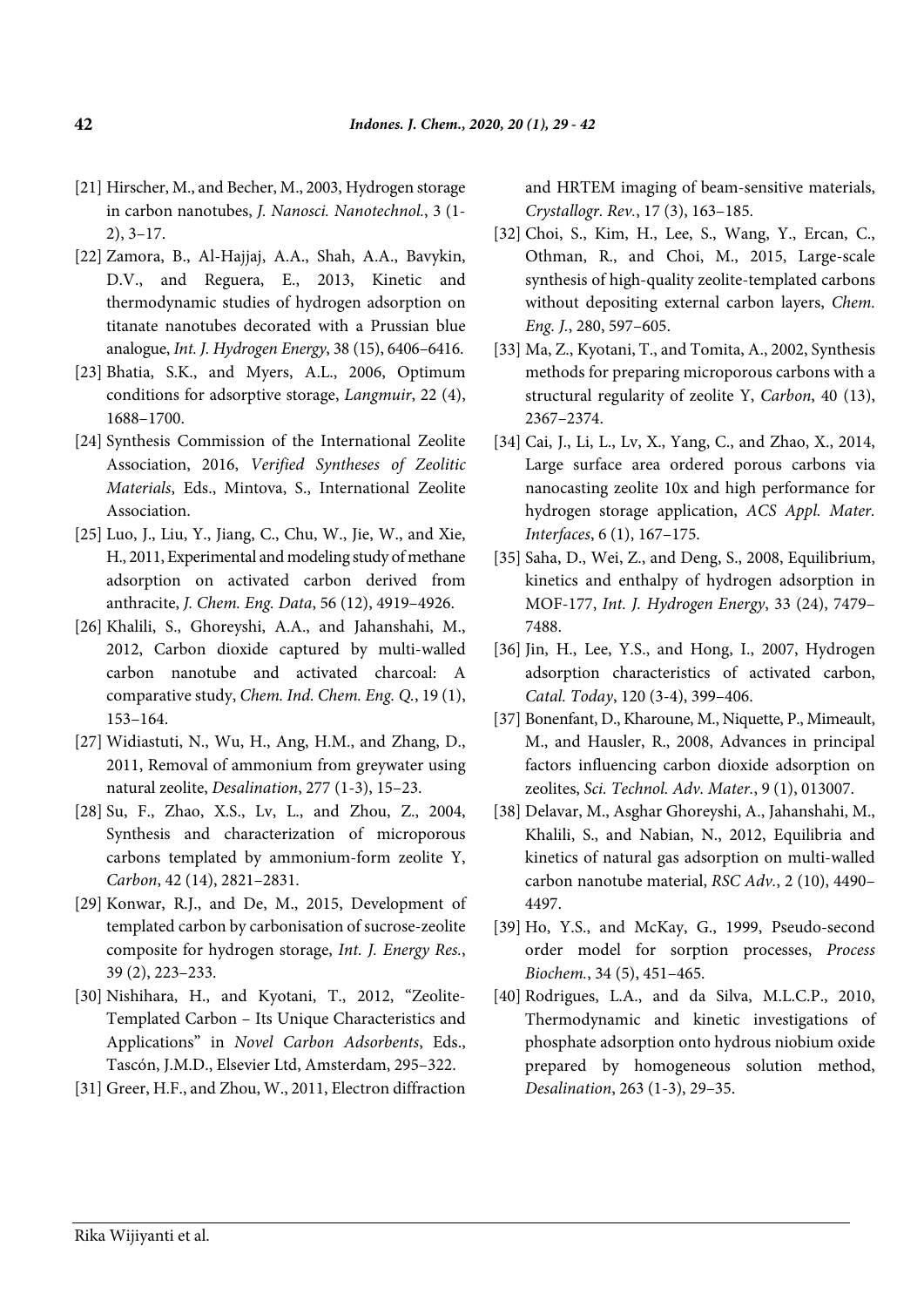[21] Hirscher, M., and Becher, M., 2003, Hydrogen storage in carbon nanotubes, *J. Nanosci. Nanotechnol.*, 3 (1-2), 3–17.

[22] Zamora, B., Al-Hajjaj, A.A., Shah, A.A., Bavykin, D.V., and Reguera, E., 2013, Kinetic and thermodynamic studies of hydrogen adsorption on titanate nanotubes decorated with a Prussian blue analogue, *Int. J. Hydrogen Energy*, 38 (15), 6406–6416.

[23] Bhatia, S.K., and Myers, A.L., 2006, Optimum conditions for adsorptive storage, *Langmuir*, 22 (4), 1688–1700.

[24] Synthesis Commission of the International Zeolite Association, 2016, *Verified Syntheses of Zeolitic Materials*, Eds., Mintova, S., International Zeolite Association.

[25] Luo, J., Liu, Y., Jiang, C., Chu, W., Jie, W., and Xie, H., 2011, Experimental and modeling study of methane adsorption on activated carbon derived from anthracite, *J. Chem. Eng. Data*, 56 (12), 4919–4926.

[26] Khalili, S., Ghoreyshi, A.A., and Jahanshahi, M., 2012, Carbon dioxide captured by multi-walled carbon nanotube and activated charcoal: A comparative study, *Chem. Ind. Chem. Eng. Q.*, 19 (1), 153–164.

[27] Widiastuti, N., Wu, H., Ang, H.M., and Zhang, D., 2011, Removal of ammonium from greywater using natural zeolite, *Desalination*, 277 (1-3), 15–23.

[28] Su, F., Zhao, X.S., Lv, L., and Zhou, Z., 2004, Synthesis and characterization of microporous carbons templated by ammonium-form zeolite Y, *Carbon*, 42 (14), 2821–2831.

[29] Konwar, R.J., and De, M., 2015, Development of templated carbon by carbonisation of sucrose-zeolite composite for hydrogen storage, *Int. J. Energy Res.*, 39 (2), 223–233.

[30] Nishihara, H., and Kyotani, T., 2012, "Zeolite-Templated Carbon – Its Unique Characteristics and Applications" in *Novel Carbon Adsorbents*, Eds., Tascón, J.M.D., Elsevier Ltd, Amsterdam, 295–322.

[31] Greer, H.F., and Zhou, W., 2011, Electron diffraction and HRTEM imaging of beam-sensitive materials, *Crystallogr. Rev.*, 17 (3), 163–185.

[32] Choi, S., Kim, H., Lee, S., Wang, Y., Ercan, C., Othman, R., and Choi, M., 2015, Large-scale synthesis of high-quality zeolite-templated carbons without depositing external carbon layers, *Chem. Eng. J.*, 280, 597–605.

[33] Ma, Z., Kyotani, T., and Tomita, A., 2002, Synthesis methods for preparing microporous carbons with a structural regularity of zeolite Y, *Carbon*, 40 (13), 2367–2374.

[34] Cai, J., Li, L., Lv, X., Yang, C., and Zhao, X., 2014, Large surface area ordered porous carbons via nanocasting zeolite 10x and high performance for hydrogen storage application, *ACS Appl. Mater. Interfaces*, 6 (1), 167–175.

[35] Saha, D., Wei, Z., and Deng, S., 2008, Equilibrium, kinetics and enthalpy of hydrogen adsorption in MOF-177, *Int. J. Hydrogen Energy*, 33 (24), 7479–7488.

[36] Jin, H., Lee, Y.S., and Hong, I., 2007, Hydrogen adsorption characteristics of activated carbon, *Catal. Today*, 120 (3-4), 399–406.

[37] Bonenfant, D., Kharoune, M., Niquette, P., Mimeault, M., and Hausler, R., 2008, Advances in principal factors influencing carbon dioxide adsorption on zeolites, *Sci. Technol. Adv. Mater.*, 9 (1), 013007.

[38] Delavar, M., Asghar Ghoreyshi, A., Jahanshahi, M., Khalili, S., and Nabian, N., 2012, Equilibria and kinetics of natural gas adsorption on multi-walled carbon nanotube material, *RSC Adv.*, 2 (10), 4490–4497.

[39] Ho, Y.S., and McKay, G., 1999, Pseudo-second order model for sorption processes, *Process Biochem.*, 34 (5), 451–465.

[40] Rodrigues, L.A., and da Silva, M.L.C.P., 2010, Thermodynamic and kinetic investigations of phosphate adsorption onto hydrous niobium oxide prepared by homogeneous solution method, *Desalination*, 263 (1-3), 29–35.